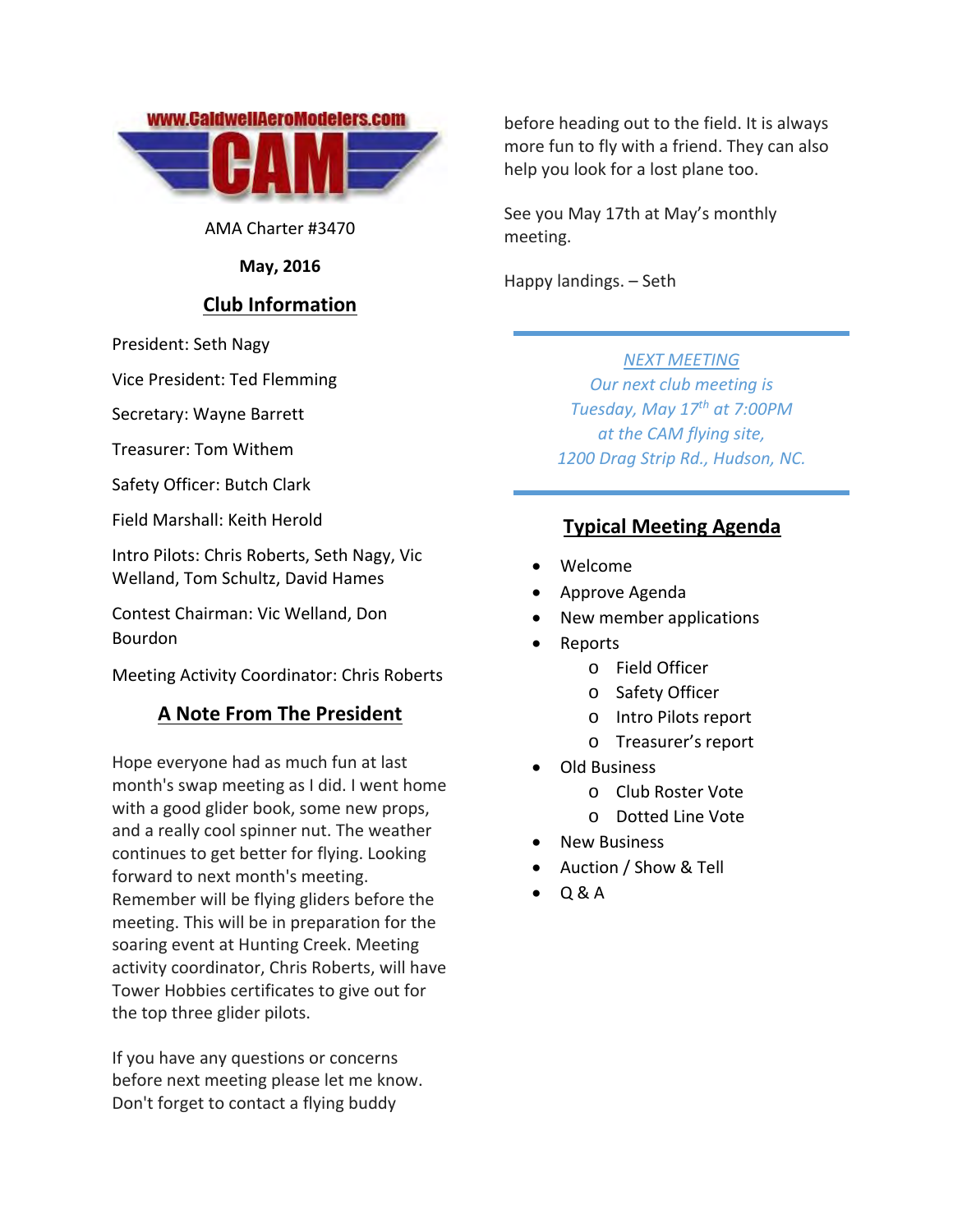AMA Charter #3470

**May, 2016**

## Club Information

President: Seth Nagy

Vice President: Ted Flemming

Secretary: Wayne Barrett

Treasurer: Tom Withem

Safety Officer: Butch Clark

Field Marshall: Keith Herold

Intro Pilots: Chris Roberts, Seth Nagy, Vic Welland, Tom Schultz, David Hames

Contest Chairman: Vic Welland, Don Bourdon

Meeting Activity Coordinator: Chris Roberts

## A Note From The President

Hope everyone had as much fun at last month's swap meeting as I did. I went home with a good glider book, some new props, and a really cool spinner nut. The weather continues to get better for flying. Looking forward to next month's meeting. Remember will be flying gliders before the meeting. This will be in preparation for the soaring event at Hunting Creek. Meeting activity coordinator, Chris Roberts, will have Tower Hobbies certificates to give out for the top three glider pilots.

If you have any questions or concerns before next meeting please let me know. Don't forget to contact a flying buddy before heading out to the field. It is always more fun to fly with a friend. They can also help you look for a lost plane too.

See you May 17th at May's monthly meeting.

Happy landings. – Seth

---

*NEXT MEETING*

*Our next club meeting is Tuesday, May 17th at 7:00PM at the CAM flying site, 1200 Drag Strip Rd., Hudson, NC.*

---

## Typical Meeting Agenda

- Welcome
- Approve Agenda
- New member applications
- Reports
  - Field Officer
  - Safety Officer
  - Intro Pilots report
  - Treasurer's report
- Old Business
  - Club Roster Vote
  - Dotted Line Vote
- New Business
- Auction / Show & Tell
- Q & A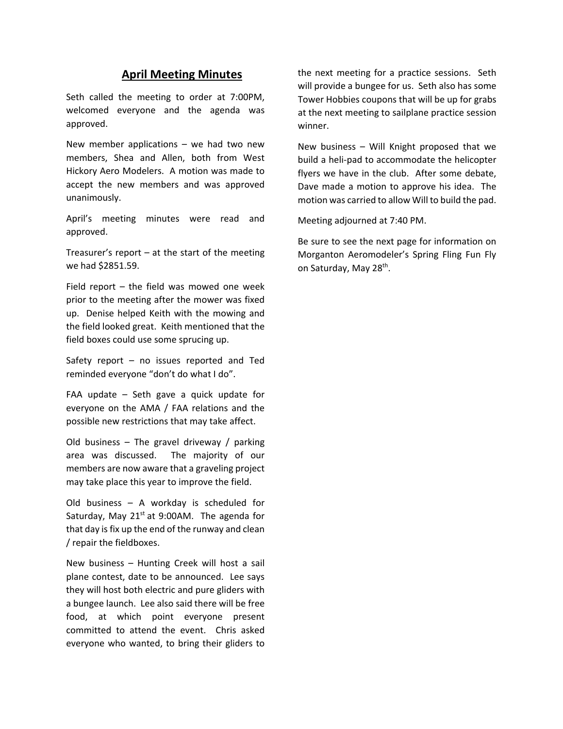## April Meeting Minutes

Seth called the meeting to order at 7:00PM, welcomed everyone and the agenda was approved.

New member applications – we had two new members, Shea and Allen, both from West Hickory Aero Modelers. A motion was made to accept the new members and was approved unanimously.

April's meeting minutes were read and approved.

Treasurer's report – at the start of the meeting we had $2851.59.

Field report – the field was mowed one week prior to the meeting after the mower was fixed up. Denise helped Keith with the mowing and the field looked great. Keith mentioned that the field boxes could use some sprucing up.

Safety report – no issues reported and Ted reminded everyone "don't do what I do".

FAA update – Seth gave a quick update for everyone on the AMA / FAA relations and the possible new restrictions that may take affect.

Old business – The gravel driveway / parking area was discussed. The majority of our members are now aware that a graveling project may take place this year to improve the field.

Old business – A workday is scheduled for Saturday, May 21st at 9:00AM. The agenda for that day is fix up the end of the runway and clean / repair the fieldboxes.

New business – Hunting Creek will host a sail plane contest, date to be announced. Lee says they will host both electric and pure gliders with a bungee launch. Lee also said there will be free food, at which point everyone present committed to attend the event. Chris asked everyone who wanted, to bring their gliders to the next meeting for a practice sessions. Seth will provide a bungee for us. Seth also has some Tower Hobbies coupons that will be up for grabs at the next meeting to sailplane practice session winner.

New business – Will Knight proposed that we build a heli-pad to accommodate the helicopter flyers we have in the club. After some debate, Dave made a motion to approve his idea. The motion was carried to allow Will to build the pad.

Meeting adjourned at 7:40 PM.

Be sure to see the next page for information on Morganton Aeromodeler's Spring Fling Fun Fly on Saturday, May 28th.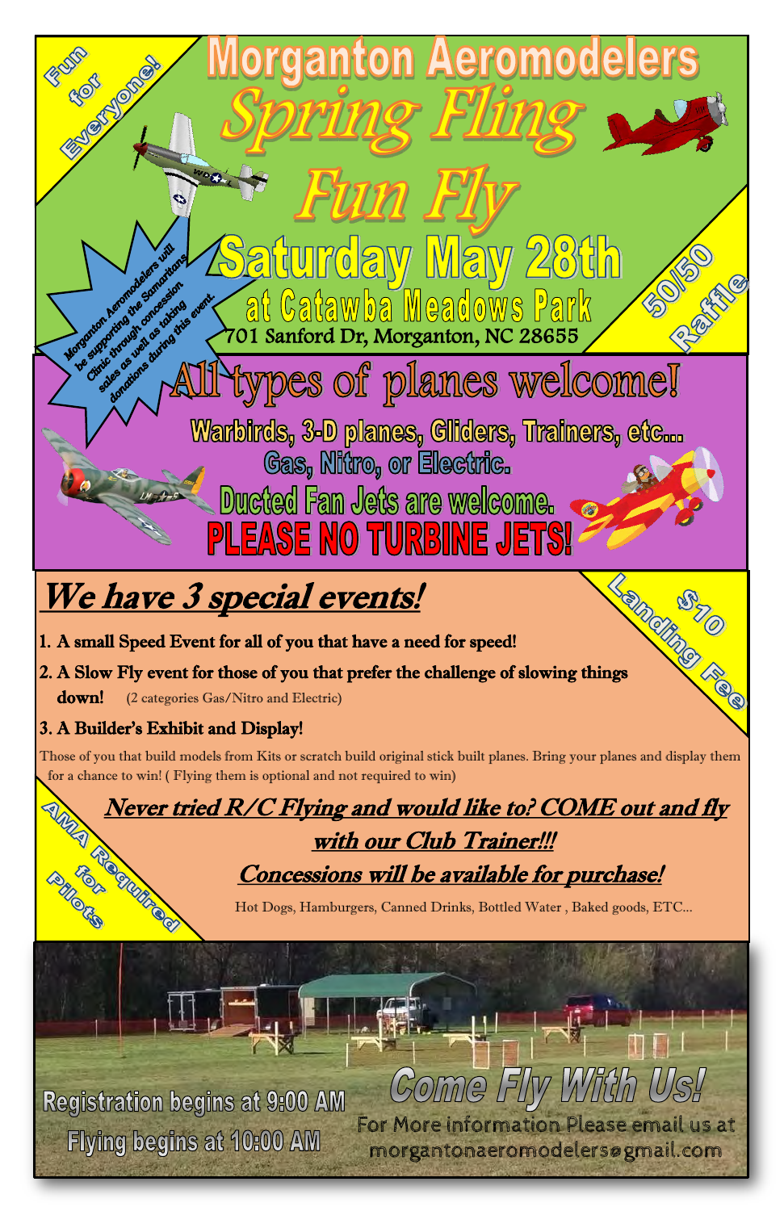Fun for Everyone!

# Morganton Aeromodelers

# Spring Fling Fun Fly

## Saturday May 28th

### at Catawba Meadows Park

701 Sanford Dr, Morganton, NC 28655

50/50 Raffle

Morganton Aeromodelers will be supporting the Samaritans Clinic through concession sales as well as taking donations during this event.

## All types of planes welcome!

Warbirds, 3-D planes, Gliders, Trainers, etc...

Gas, Nitro, or Electric.

Ducted Fan Jets are welcome.

**PLEASE NO TURBINE JETS!**

## *We have 3 special events!*

$10 Landing Fee

1. **A small Speed Event for all of you that have a need for speed!**
2. **A Slow Fly event for those of you that prefer the challenge of slowing things down!** (2 categories Gas/Nitro and Electric)
3. **A Builder's Exhibit and Display!**

Those of you that build models from Kits or scratch build original stick built planes. Bring your planes and display them for a chance to win! ( Flying them is optional and not required to win)

AMA Required for Pilots

***Never tried R/C Flying and would like to? COME out and fly with our Club Trainer!!!***

***Concessions will be available for purchase!***

Hot Dogs, Hamburgers, Canned Drinks, Bottled Water , Baked goods, ETC...

Registration begins at 9:00 AM

Flying begins at 10:00 AM

**Come Fly With Us!**

For More information Please email us at morgantonaeromodelers@gmail.com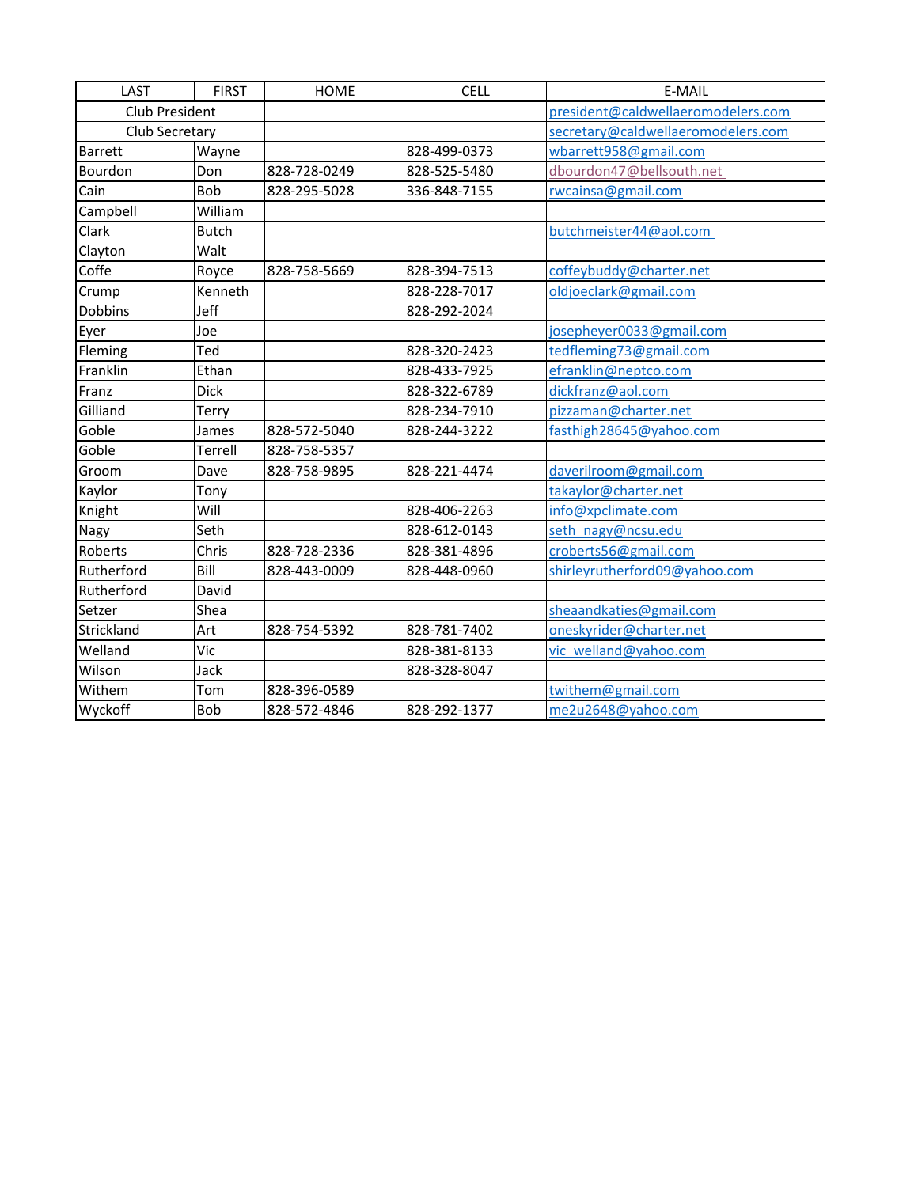| LAST | FIRST | HOME | CELL | E-MAIL |
| --- | --- | --- | --- | --- |
| Club President | | | | president@caldwellaeromodelers.com |
| Club Secretary | | | | secretary@caldwellaeromodelers.com |
| Barrett | Wayne | | 828-499-0373 | wbarrett958@gmail.com |
| Bourdon | Don | 828-728-0249 | 828-525-5480 | dbourdon47@bellsouth.net |
| Cain | Bob | 828-295-5028 | 336-848-7155 | rwcainsa@gmail.com |
| Campbell | William | | | |
| Clark | Butch | | | butchmeister44@aol.com |
| Clayton | Walt | | | |
| Coffe | Royce | 828-758-5669 | 828-394-7513 | coffeybuddy@charter.net |
| Crump | Kenneth | | 828-228-7017 | oldjoeclark@gmail.com |
| Dobbins | Jeff | | 828-292-2024 | |
| Eyer | Joe | | | josepheyer0033@gmail.com |
| Fleming | Ted | | 828-320-2423 | tedfleming73@gmail.com |
| Franklin | Ethan | | 828-433-7925 | efranklin@neptco.com |
| Franz | Dick | | 828-322-6789 | dickfranz@aol.com |
| Gilliand | Terry | | 828-234-7910 | pizzaman@charter.net |
| Goble | James | 828-572-5040 | 828-244-3222 | fasthigh28645@yahoo.com |
| Goble | Terrell | 828-758-5357 | | |
| Groom | Dave | 828-758-9895 | 828-221-4474 | daverilroom@gmail.com |
| Kaylor | Tony | | | takaylor@charter.net |
| Knight | Will | | 828-406-2263 | info@xpclimate.com |
| Nagy | Seth | | 828-612-0143 | seth_nagy@ncsu.edu |
| Roberts | Chris | 828-728-2336 | 828-381-4896 | croberts56@gmail.com |
| Rutherford | Bill | 828-443-0009 | 828-448-0960 | shirleyrutherford09@yahoo.com |
| Rutherford | David | | | |
| Setzer | Shea | | | sheaandkaties@gmail.com |
| Strickland | Art | 828-754-5392 | 828-781-7402 | oneskyrider@charter.net |
| Welland | Vic | | 828-381-8133 | vic_welland@yahoo.com |
| Wilson | Jack | | 828-328-8047 | |
| Withem | Tom | 828-396-0589 | | twithem@gmail.com |
| Wyckoff | Bob | 828-572-4846 | 828-292-1377 | me2u2648@yahoo.com |